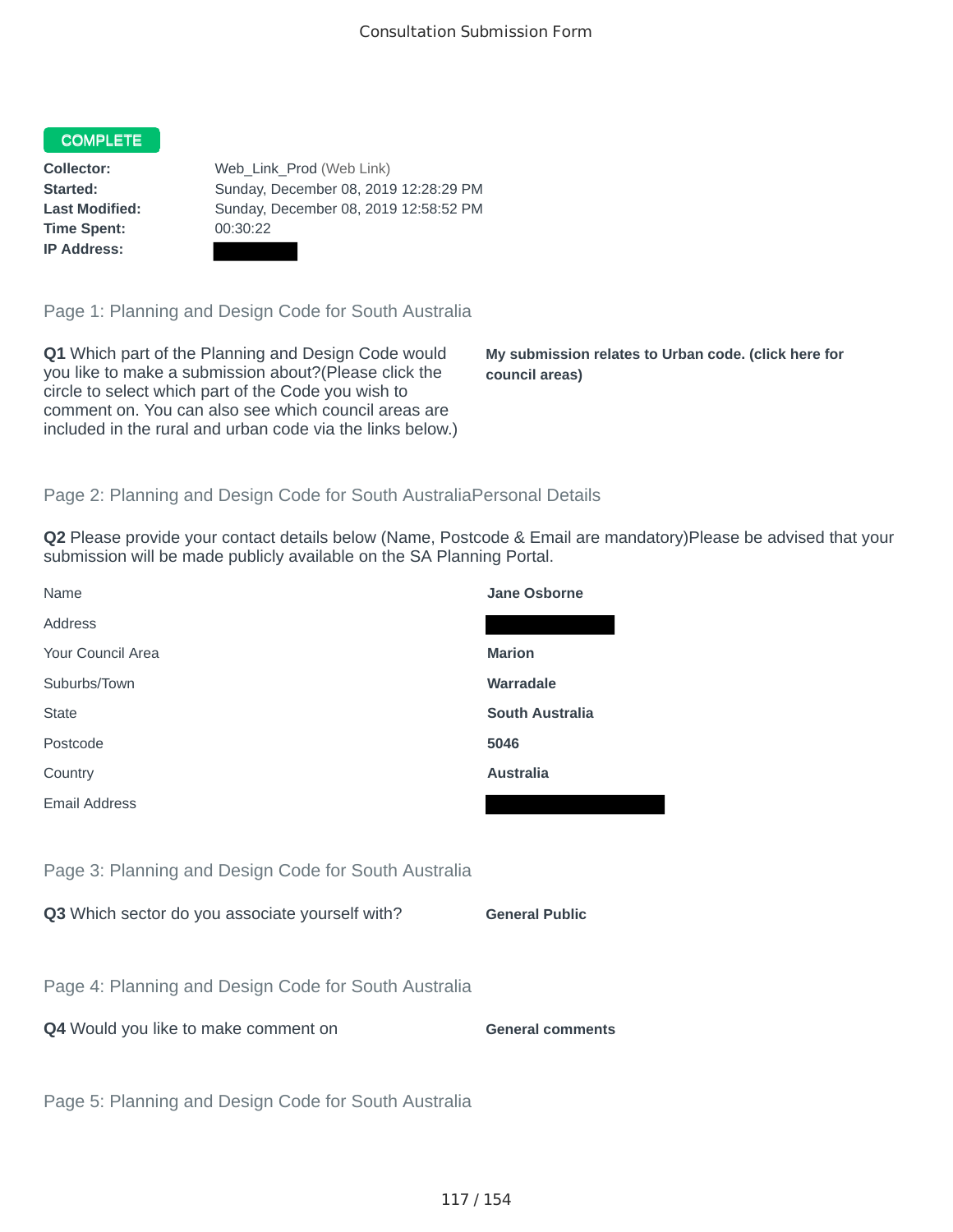Consultation Submission Form

**COMPLETE**

**Collector:** Web_Link_Prod (Web Link)
**Started:** Sunday, December 08, 2019 12:28:29 PM
**Last Modified:** Sunday, December 08, 2019 12:58:52 PM
**Time Spent:** 00:30:22
**IP Address:**

## Page 1: Planning and Design Code for South Australia

**Q1** Which part of the Planning and Design Code would you like to make a submission about?(Please click the circle to select which part of the Code you wish to comment on. You can also see which council areas are included in the rural and urban code via the links below.)

**My submission relates to Urban code. (click here for council areas)**

## Page 2: Planning and Design Code for South AustraliaPersonal Details

**Q2** Please provide your contact details below (Name, Postcode & Email are mandatory)Please be advised that your submission will be made publicly available on the SA Planning Portal.

| | |
|---|---|
| Name | **Jane Osborne** |
| Address | |
| Your Council Area | **Marion** |
| Suburbs/Town | **Warradale** |
| State | **South Australia** |
| Postcode | **5046** |
| Country | **Australia** |
| Email Address | |

## Page 3: Planning and Design Code for South Australia

**Q3** Which sector do you associate yourself with? **General Public**

## Page 4: Planning and Design Code for South Australia

**Q4** Would you like to make comment on **General comments**

## Page 5: Planning and Design Code for South Australia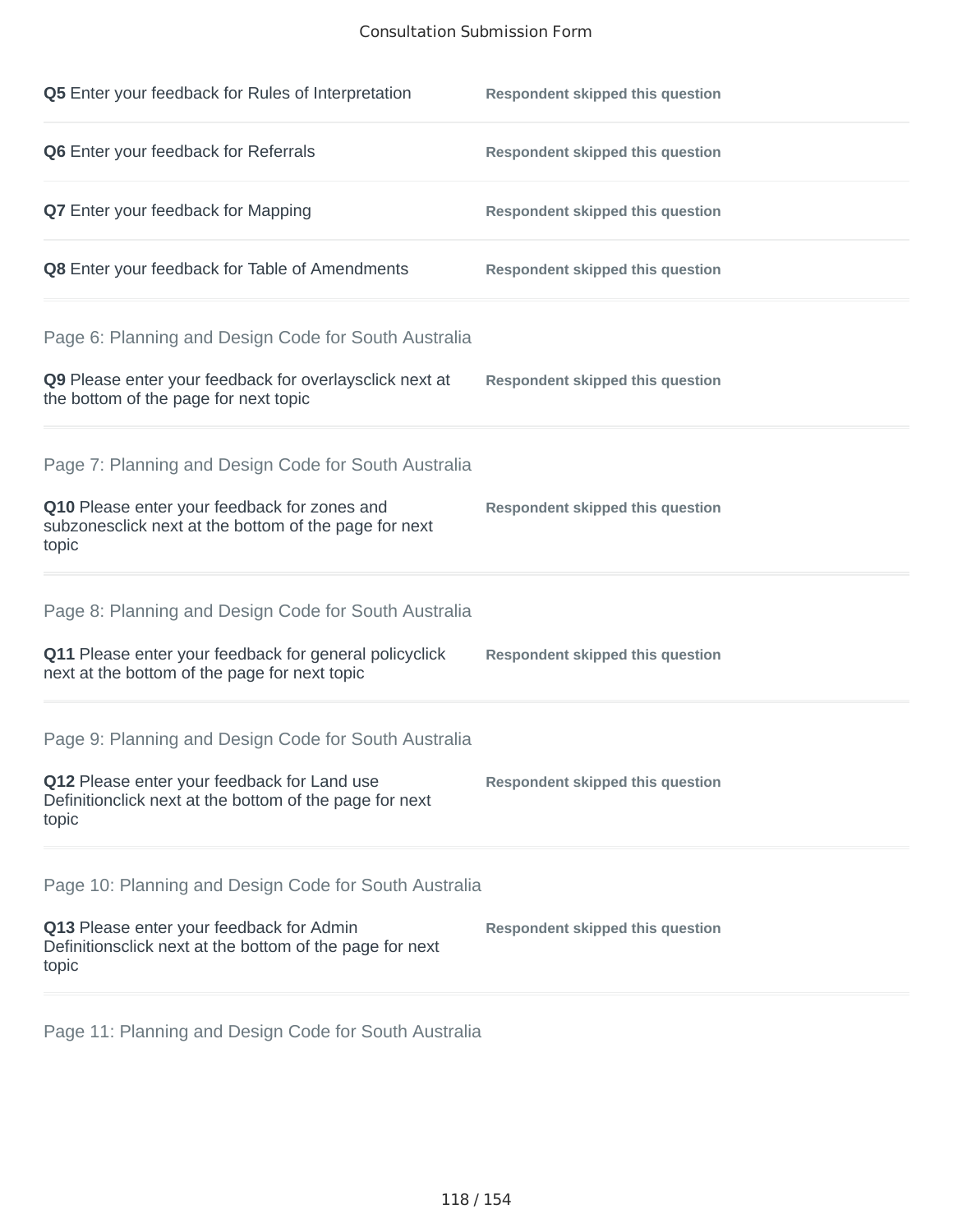**Q5** Enter your feedback for Rules of Interpretation — **Respondent skipped this question**

**Q6** Enter your feedback for Referrals — **Respondent skipped this question**

**Q7** Enter your feedback for Mapping — **Respondent skipped this question**

**Q8** Enter your feedback for Table of Amendments — **Respondent skipped this question**

## Page 6: Planning and Design Code for South Australia

**Q9** Please enter your feedback for overlaysclick next at the bottom of the page for next topic — **Respondent skipped this question**

## Page 7: Planning and Design Code for South Australia

**Q10** Please enter your feedback for zones and subzonesclick next at the bottom of the page for next topic — **Respondent skipped this question**

## Page 8: Planning and Design Code for South Australia

**Q11** Please enter your feedback for general policyclick next at the bottom of the page for next topic — **Respondent skipped this question**

## Page 9: Planning and Design Code for South Australia

**Q12** Please enter your feedback for Land use Definitionclick next at the bottom of the page for next topic — **Respondent skipped this question**

## Page 10: Planning and Design Code for South Australia

**Q13** Please enter your feedback for Admin Definitionsclick next at the bottom of the page for next topic — **Respondent skipped this question**

## Page 11: Planning and Design Code for South Australia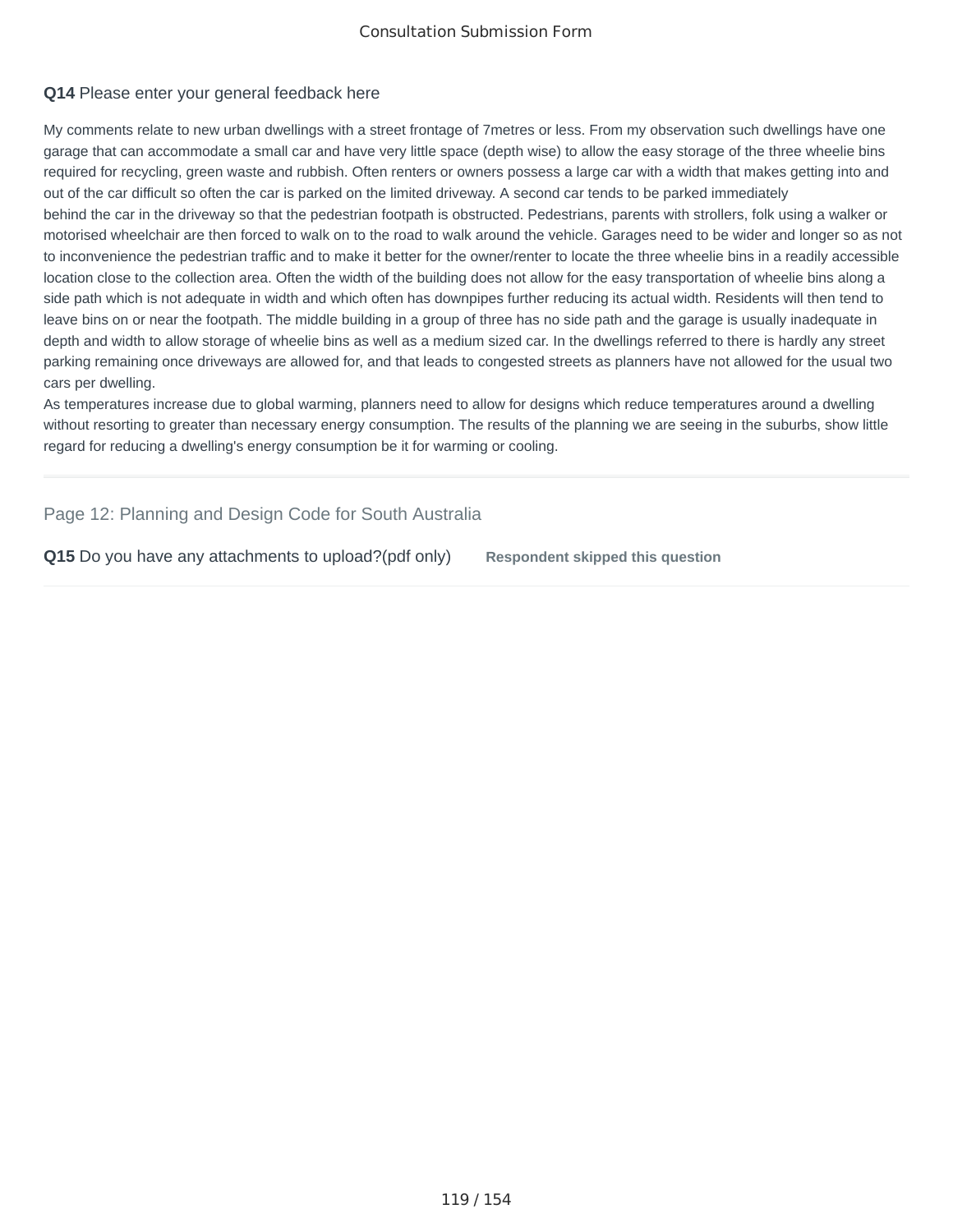**Q14** Please enter your general feedback here

My comments relate to new urban dwellings with a street frontage of 7metres or less. From my observation such dwellings have one garage that can accommodate a small car and have very little space (depth wise) to allow the easy storage of the three wheelie bins required for recycling, green waste and rubbish. Often renters or owners possess a large car with a width that makes getting into and out of the car difficult so often the car is parked on the limited driveway. A second car tends to be parked immediately behind the car in the driveway so that the pedestrian footpath is obstructed. Pedestrians, parents with strollers, folk using a walker or motorised wheelchair are then forced to walk on to the road to walk around the vehicle. Garages need to be wider and longer so as not to inconvenience the pedestrian traffic and to make it better for the owner/renter to locate the three wheelie bins in a readily accessible location close to the collection area. Often the width of the building does not allow for the easy transportation of wheelie bins along a side path which is not adequate in width and which often has downpipes further reducing its actual width. Residents will then tend to leave bins on or near the footpath. The middle building in a group of three has no side path and the garage is usually inadequate in depth and width to allow storage of wheelie bins as well as a medium sized car. In the dwellings referred to there is hardly any street parking remaining once driveways are allowed for, and that leads to congested streets as planners have not allowed for the usual two cars per dwelling.

As temperatures increase due to global warming, planners need to allow for designs which reduce temperatures around a dwelling without resorting to greater than necessary energy consumption. The results of the planning we are seeing in the suburbs, show little regard for reducing a dwelling's energy consumption be it for warming or cooling.

## Page 12: Planning and Design Code for South Australia

**Q15** Do you have any attachments to upload?(pdf only) **Respondent skipped this question**